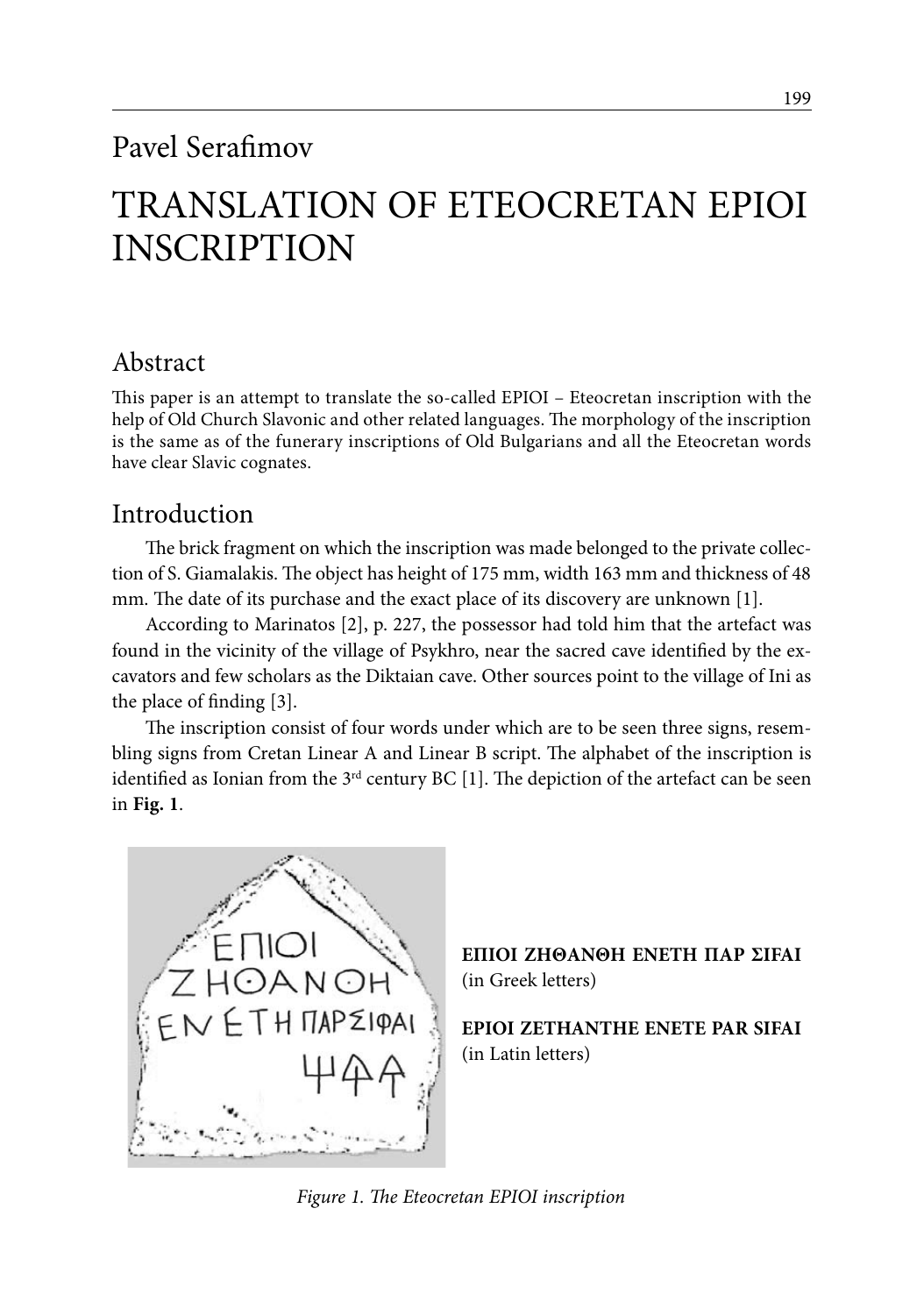Pavel Serafimov

# TRANSLATION OF ETEOCRETAN EPIOI INSCRIPTION

## Abstract

This paper is an attempt to translate the so-called EPIOI – Eteocretan inscription with the help of Old Church Slavonic and other related languages. The morphology of the inscription is the same as of the funerary inscriptions of Old Bulgarians and all the Eteocretan words have clear Slavic cognates.

## Introduction

The brick fragment on which the inscription was made belonged to the private collection of S. Giamalakis. The object has height of 175 mm, width 163 mm and thickness of 48 mm. The date of its purchase and the exact place of its discovery are unknown [1].

According to Marinatos [2], p. 227, the possessor had told him that the artefact was found in the vicinity of the village of Psykhro, near the sacred cave identified by the excavators and few scholars as the Diktaian cave. Other sources point to the village of Ini as the place of finding [3].

The inscription consist of four words under which are to be seen three signs, resembling signs from Cretan Linear A and Linear B script. The alphabet of the inscription is identified as Ionian from the 3rd century BC [1]. The depiction of the artefact can be seen in **Fig. 1**.

**ΕΠΙΟΙ ΖΗΘΑΝΘΗ ΕΝΕΤΗ ΠΑΡ ΣΙFAI** (in Greek letters)

**EPIOI ZETHANTHE ENETE PAR SIFAI** (in Latin letters)

*Figure 1. The Eteocretan EPIOI inscription*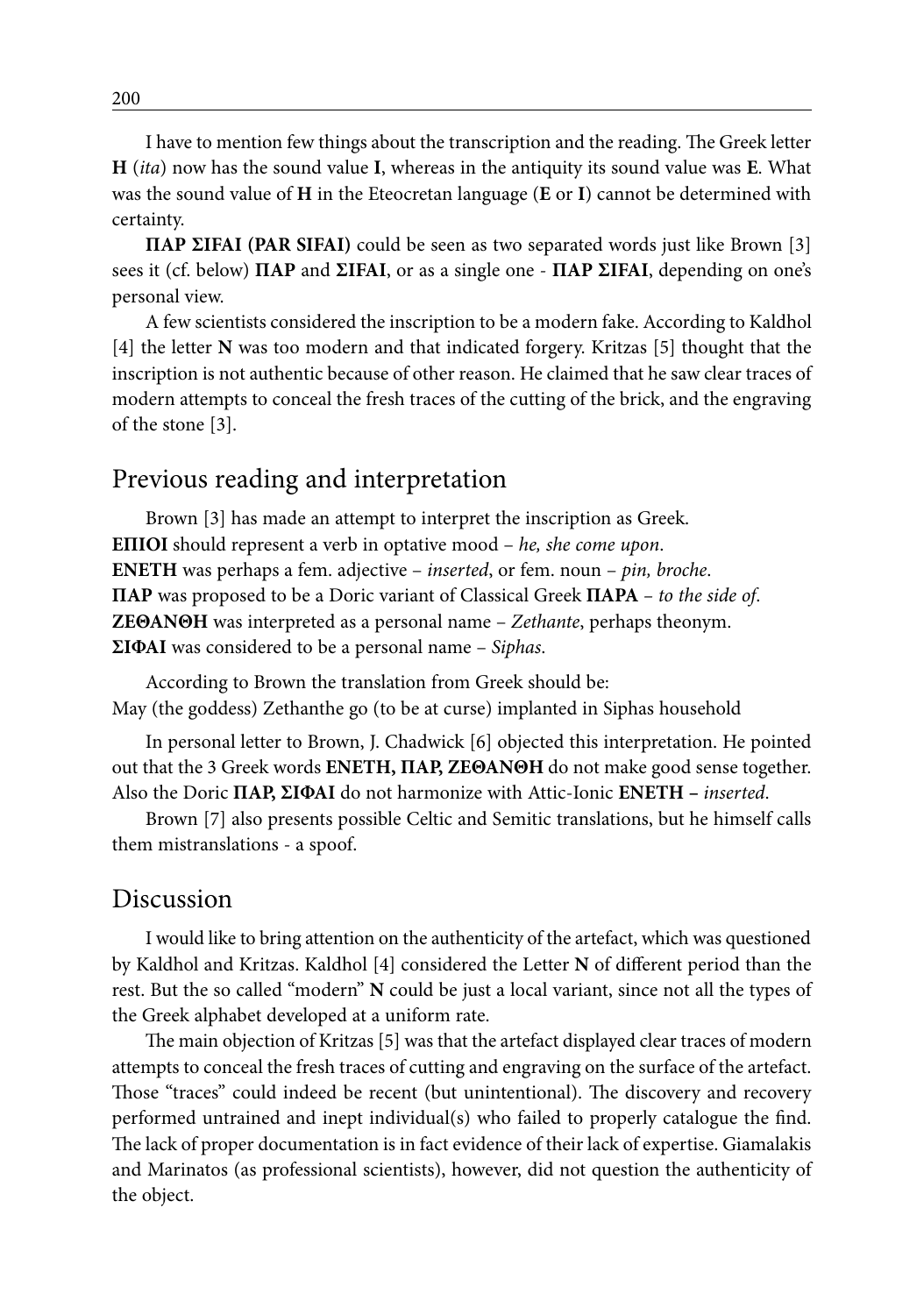I have to mention few things about the transcription and the reading. The Greek letter **H** (*ita*) now has the sound value **I**, whereas in the antiquity its sound value was **E**. What was the sound value of **H** in the Eteocretan language (**E** or **I**) cannot be determined with certainty.

**ΠΑΡ ΣΙFAI (PAR SIFAI)** could be seen as two separated words just like Brown [3] sees it (cf. below) **ΠΑΡ** and **ΣΙFAI**, or as a single one - **ΠΑΡ ΣΙFAI**, depending on one's personal view.

A few scientists considered the inscription to be a modern fake. According to Kaldhol [4] the letter **N** was too modern and that indicated forgery. Kritzas [5] thought that the inscription is not authentic because of other reason. He claimed that he saw clear traces of modern attempts to conceal the fresh traces of the cutting of the brick, and the engraving of the stone [3].

## Previous reading and interpretation

Brown [3] has made an attempt to interpret the inscription as Greek.
**ΕΠΙΟΙ** should represent a verb in optative mood – *he, she come upon*.
**ΕΝΕΤΗ** was perhaps a fem. adjective – *inserted*, or fem. noun – *pin, broche*.
**ΠΑΡ** was proposed to be a Doric variant of Classical Greek **ΠΑΡΑ** – *to the side of*.
**ΖΕΘΑΝΘΗ** was interpreted as a personal name – *Zethante*, perhaps theonym.
**ΣΙΦΑΙ** was considered to be a personal name – *Siphas*.

According to Brown the translation from Greek should be:
May (the goddess) Zethanthe go (to be at curse) implanted in Siphas household

In personal letter to Brown, J. Chadwick [6] objected this interpretation. He pointed out that the 3 Greek words **ΕΝΕΤΗ, ΠΑΡ, ΖΕΘΑΝΘΗ** do not make good sense together. Also the Doric **ΠΑΡ, ΣΙΦΑΙ** do not harmonize with Attic-Ionic **ΕΝΕΤΗ** – *inserted*.

Brown [7] also presents possible Celtic and Semitic translations, but he himself calls them mistranslations - a spoof.

## Discussion

I would like to bring attention on the authenticity of the artefact, which was questioned by Kaldhol and Kritzas. Kaldhol [4] considered the Letter **N** of different period than the rest. But the so called "modern" **N** could be just a local variant, since not all the types of the Greek alphabet developed at a uniform rate.

The main objection of Kritzas [5] was that the artefact displayed clear traces of modern attempts to conceal the fresh traces of cutting and engraving on the surface of the artefact. Those "traces" could indeed be recent (but unintentional). The discovery and recovery performed untrained and inept individual(s) who failed to properly catalogue the find. The lack of proper documentation is in fact evidence of their lack of expertise. Giamalakis and Marinatos (as professional scientists), however, did not question the authenticity of the object.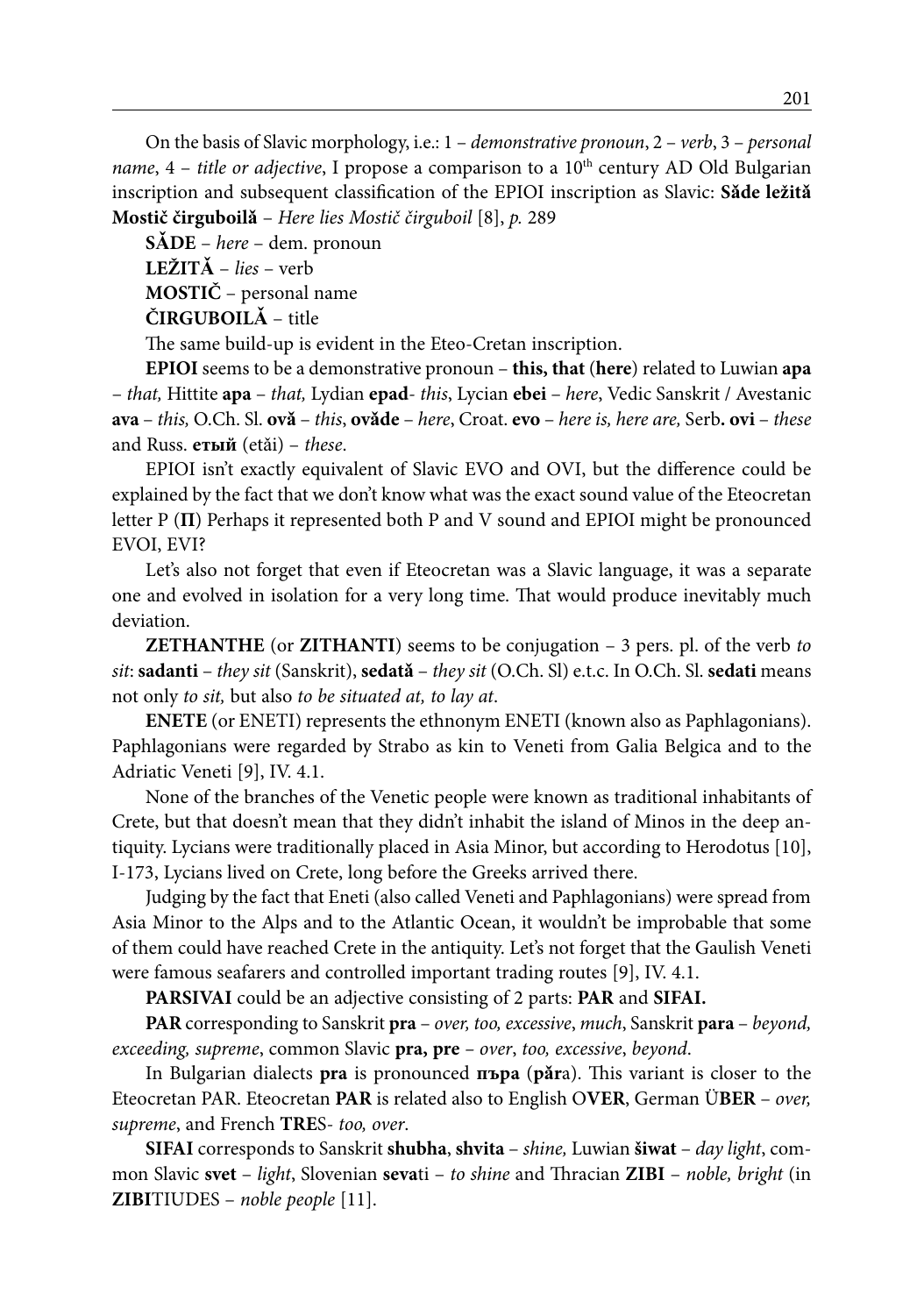On the basis of Slavic morphology, i.e.: 1 – *demonstrative pronoun*, 2 – *verb*, 3 – *personal name*, 4 – *title or adjective*, I propose a comparison to a 10th century AD Old Bulgarian inscription and subsequent classification of the EPIOI inscription as Slavic: **Săde ležită Mostič čirguboilă** – *Here lies Mostič čirguboil* [8], *p.* 289

**SĂDE** – *here* – dem. pronoun

**LEŽITĂ** – *lies* – verb

**MOSTIČ** – personal name

**ČIRGUBOILĂ** – title

The same build-up is evident in the Eteo-Cretan inscription.

**EPIOI** seems to be a demonstrative pronoun – **this, that** (**here**) related to Luwian **apa** – *that,* Hittite **apa** – *that,* Lydian **epad**- *this*, Lycian **ebei** – *here*, Vedic Sanskrit / Avestanic **ava** – *this,* O.Ch. Sl. **ovă** – *this*, **ovăde** – *here*, Croat. **evo** – *here is, here are,* Serb**. ovi** – *these* and Russ. **етый** (etăi) – *these*.

EPIOI isn't exactly equivalent of Slavic EVO and OVI, but the difference could be explained by the fact that we don't know what was the exact sound value of the Eteocretan letter P (**П**) Perhaps it represented both P and V sound and EPIOI might be pronounced EVOI, EVI?

Let's also not forget that even if Eteocretan was a Slavic language, it was a separate one and evolved in isolation for a very long time. That would produce inevitably much deviation.

**ZETHANTHE** (or **ZITHANTI**) seems to be conjugation – 3 pers. pl. of the verb *to sit*: **sadanti** – *they sit* (Sanskrit), **sedată** – *they sit* (O.Ch. Sl) e.t.c. In O.Ch. Sl. **sedati** means not only *to sit,* but also *to be situated at, to lay at*.

**ENETE** (or ENETI) represents the ethnonym ENETI (known also as Paphlagonians). Paphlagonians were regarded by Strabo as kin to Veneti from Galia Belgica and to the Adriatic Veneti [9], IV. 4.1.

None of the branches of the Venetic people were known as traditional inhabitants of Crete, but that doesn't mean that they didn't inhabit the island of Minos in the deep antiquity. Lycians were traditionally placed in Asia Minor, but according to Herodotus [10], I-173, Lycians lived on Crete, long before the Greeks arrived there.

Judging by the fact that Eneti (also called Veneti and Paphlagonians) were spread from Asia Minor to the Alps and to the Atlantic Ocean, it wouldn't be improbable that some of them could have reached Crete in the antiquity. Let's not forget that the Gaulish Veneti were famous seafarers and controlled important trading routes [9], IV. 4.1.

**PARSIVAI** could be an adjective consisting of 2 parts: **PAR** and **SIFAI.**

**PAR** corresponding to Sanskrit **pra** – *over, too, excessive*, *much*, Sanskrit **para** – *beyond, exceeding, supreme*, common Slavic **pra, pre** – *over*, *too, excessive*, *beyond.*

In Bulgarian dialects **pra** is pronounced **пъра** (**păr**a). This variant is closer to the Eteocretan PAR. Eteocretan **PAR** is related also to English O**VER**, German Ü**BER** – *over, supreme*, and French **TRE**S- *too, over*.

**SIFAI** corresponds to Sanskrit **shubha**, **shvita** – *shine,* Luwian **šiwat** – *day light*, common Slavic **svet** – *light*, Slovenian **seva**ti – *to shine* and Thracian **ZIBI** – *noble, bright* (in **ZIBI**TIUDES – *noble people* [11].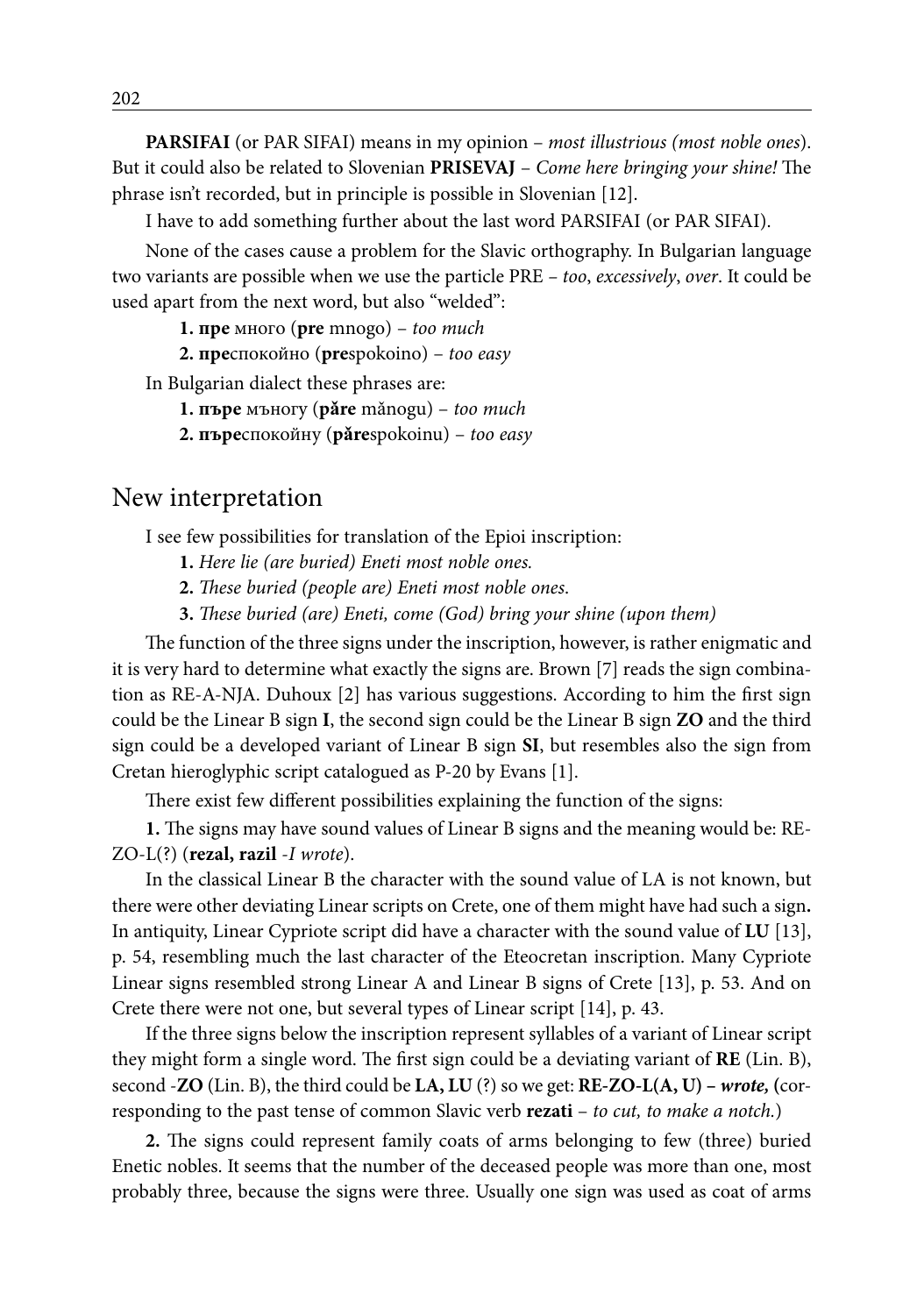**PARSIFAI** (or PAR SIFAI) means in my opinion – *most illustrious (most noble ones*). But it could also be related to Slovenian **PRISEVAJ** – *Come here bringing your shine!* The phrase isn't recorded, but in principle is possible in Slovenian [12].

I have to add something further about the last word PARSIFAI (or PAR SIFAI).

None of the cases cause a problem for the Slavic orthography. In Bulgarian language two variants are possible when we use the particle PRE – *too*, *excessively*, *over*. It could be used apart from the next word, but also "welded":

**1. пре** много (**pre** mnogo) – *too much*

**2. пре**спокойно (**pre**spokoino) – *too easy*

In Bulgarian dialect these phrases are:

**1. първе** мъногу (**păre** mănogu) – *too much*

**2. пъре**спокойну (**păre**spokoinu) – *too easy*

## New interpretation

I see few possibilities for translation of the Epioi inscription:

**1.** *Here lie (are buried) Eneti most noble ones.*

**2.** *These buried (people are) Eneti most noble ones*.

**3.** *These buried (are) Eneti, come (God) bring your shine (upon them)*

The function of the three signs under the inscription, however, is rather enigmatic and it is very hard to determine what exactly the signs are. Brown [7] reads the sign combination as RE-A-NJA. Duhoux [2] has various suggestions. According to him the first sign could be the Linear B sign **I**, the second sign could be the Linear B sign **ZO** and the third sign could be a developed variant of Linear B sign **SI**, but resembles also the sign from Cretan hieroglyphic script catalogued as P-20 by Evans [1].

There exist few different possibilities explaining the function of the signs:

**1.** The signs may have sound values of Linear B signs and the meaning would be: RE-ZO-L(?) (**rezal, razil** *-I wrote*).

In the classical Linear B the character with the sound value of LA is not known, but there were other deviating Linear scripts on Crete, one of them might have had such a sign**.** In antiquity, Linear Cypriote script did have a character with the sound value of **LU** [13], p. 54, resembling much the last character of the Eteocretan inscription. Many Cypriote Linear signs resembled strong Linear A and Linear B signs of Crete [13], p. 53. And on Crete there were not one, but several types of Linear script [14], p. 43.

If the three signs below the inscription represent syllables of a variant of Linear script they might form a single word. The first sign could be a deviating variant of **RE** (Lin. B), second -**ZO** (Lin. B), the third could be **LA, LU** (?) so we get: **RE-ZO-L(A, U) –** ***wrote,*** (corresponding to the past tense of common Slavic verb **rezati** – *to cut, to make a notch.*)

**2.** The signs could represent family coats of arms belonging to few (three) buried Enetic nobles. It seems that the number of the deceased people was more than one, most probably three, because the signs were three. Usually one sign was used as coat of arms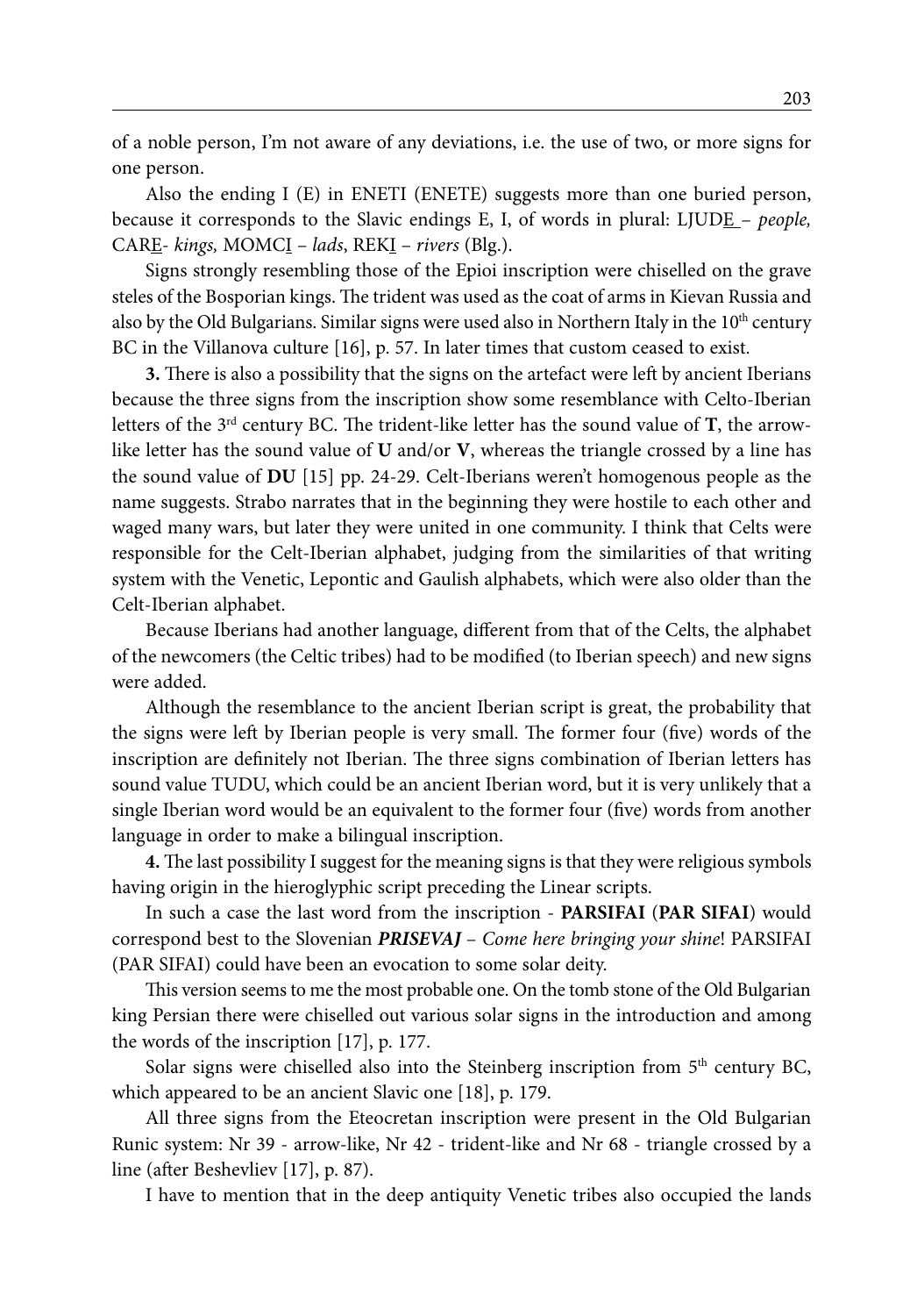of a noble person, I'm not aware of any deviations, i.e. the use of two, or more signs for one person.

Also the ending I (E) in ENETI (ENETE) suggests more than one buried person, because it corresponds to the Slavic endings E, I, of words in plural: LJUD<u>E</u> – *people,* CAR<u>E</u>- *kings,* MOMC<u>I</u> – *lads*, REK<u>I</u> – *rivers* (Blg.).

Signs strongly resembling those of the Epioi inscription were chiselled on the grave steles of the Bosporian kings. The trident was used as the coat of arms in Kievan Russia and also by the Old Bulgarians. Similar signs were used also in Northern Italy in the 10th century BC in the Villanova culture [16], p. 57. In later times that custom ceased to exist.

**3.** There is also a possibility that the signs on the artefact were left by ancient Iberians because the three signs from the inscription show some resemblance with Celto-Iberian letters of the 3rd century BC. The trident-like letter has the sound value of **T**, the arrow-like letter has the sound value of **U** and/or **V**, whereas the triangle crossed by a line has the sound value of **DU** [15] pp. 24-29. Celt-Iberians weren't homogenous people as the name suggests. Strabo narrates that in the beginning they were hostile to each other and waged many wars, but later they were united in one community. I think that Celts were responsible for the Celt-Iberian alphabet, judging from the similarities of that writing system with the Venetic, Lepontic and Gaulish alphabets, which were also older than the Celt-Iberian alphabet.

Because Iberians had another language, different from that of the Celts, the alphabet of the newcomers (the Celtic tribes) had to be modified (to Iberian speech) and new signs were added.

Although the resemblance to the ancient Iberian script is great, the probability that the signs were left by Iberian people is very small. The former four (five) words of the inscription are definitely not Iberian. The three signs combination of Iberian letters has sound value TUDU, which could be an ancient Iberian word, but it is very unlikely that a single Iberian word would be an equivalent to the former four (five) words from another language in order to make a bilingual inscription.

**4.** The last possibility I suggest for the meaning signs is that they were religious symbols having origin in the hieroglyphic script preceding the Linear scripts.

In such a case the last word from the inscription - **PARSIFAI** (**PAR SIFAI**) would correspond best to the Slovenian ***PRISEVAJ*** – *Come here bringing your shine*! PARSIFAI (PAR SIFAI) could have been an evocation to some solar deity.

This version seems to me the most probable one. On the tomb stone of the Old Bulgarian king Persian there were chiselled out various solar signs in the introduction and among the words of the inscription [17], p. 177.

Solar signs were chiselled also into the Steinberg inscription from 5th century BC, which appeared to be an ancient Slavic one [18], p. 179.

All three signs from the Eteocretan inscription were present in the Old Bulgarian Runic system: Nr 39 - arrow-like, Nr 42 - trident-like and Nr 68 - triangle crossed by a line (after Beshevliev [17], p. 87).

I have to mention that in the deep antiquity Venetic tribes also occupied the lands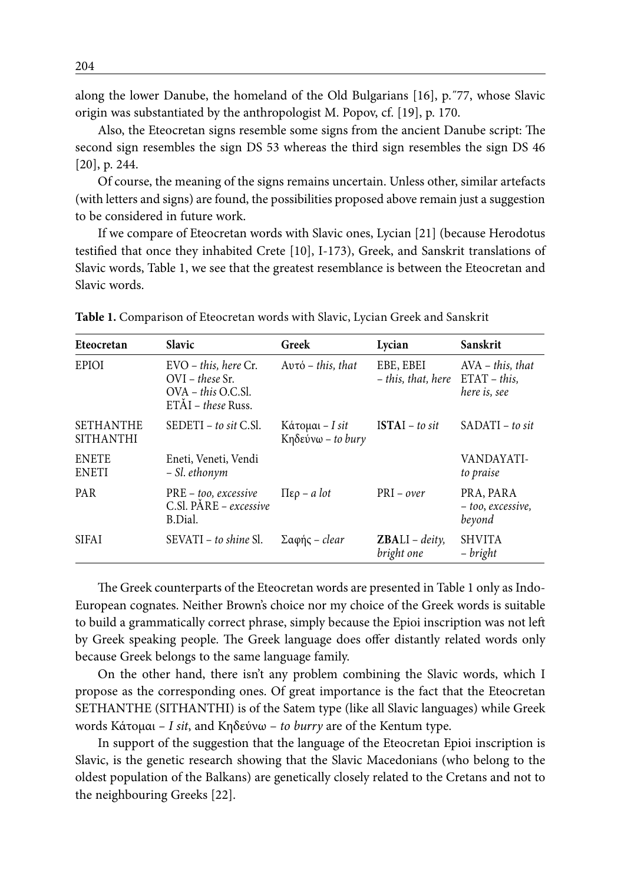along the lower Danube, the homeland of the Old Bulgarians [16], p.″77, whose Slavic origin was substantiated by the anthropologist M. Popov, cf. [19], p. 170.

Also, the Eteocretan signs resemble some signs from the ancient Danube script: The second sign resembles the sign DS 53 whereas the third sign resembles the sign DS 46 [20], p. 244.

Of course, the meaning of the signs remains uncertain. Unless other, similar artefacts (with letters and signs) are found, the possibilities proposed above remain just a suggestion to be considered in future work.

If we compare of Eteocretan words with Slavic ones, Lycian [21] (because Herodotus testified that once they inhabited Crete [10], I-173), Greek, and Sanskrit translations of Slavic words, Table 1, we see that the greatest resemblance is between the Eteocretan and Slavic words.

**Table 1.** Comparison of Eteocretan words with Slavic, Lycian Greek and Sanskrit

| Eteocretan | Slavic | Greek | Lycian | Sanskrit |
|---|---|---|---|---|
| EPIOI | EVO – *this, here* Cr.<br>OVI – *these* Sr.<br>OVA – *this* O.C.Sl.<br>ETĂI – *these* Russ. | Αυτό – *this, that* | EBE, EBEI<br>– *this, that, here* | AVA – *this, that*<br>ETAT – *this, here is, see* |
| SETHANTHE<br>SITHANTHI | SEDETI – *to sit* C.Sl. | Κάτομαι – *I sit*<br>Κηδεύνω – *to bury* | **ISTA**I – *to sit* | SADATI – *to sit* |
| ENETE<br>ENETI | Eneti, Veneti, Vendi<br>– *Sl. ethonym* | | | VANDAYATI-<br>*to praise* |
| PAR | PRE – *too, excessive* C.Sl. PĂRE – *excessive* B.Dial. | Περ – *a lot* | PRI – *over* | PRA, PARA<br>– *too, excessive, beyond* |
| SIFAI | SEVATI – *to shine* Sl. | Σαφής – *clear* | **ZBA**LI – *deity, bright one* | SHVITA<br>– *bright* |

The Greek counterparts of the Eteocretan words are presented in Table 1 only as Indo-European cognates. Neither Brown's choice nor my choice of the Greek words is suitable to build a grammatically correct phrase, simply because the Epioi inscription was not left by Greek speaking people. The Greek language does offer distantly related words only because Greek belongs to the same language family.

On the other hand, there isn't any problem combining the Slavic words, which I propose as the corresponding ones. Of great importance is the fact that the Eteocretan SETHANTHE (SITHANTHI) is of the Satem type (like all Slavic languages) while Greek words Κάτομαι – *I sit*, and Κηδεύνω – *to burry* are of the Kentum type.

In support of the suggestion that the language of the Eteocretan Epioi inscription is Slavic, is the genetic research showing that the Slavic Macedonians (who belong to the oldest population of the Balkans) are genetically closely related to the Cretans and not to the neighbouring Greeks [22].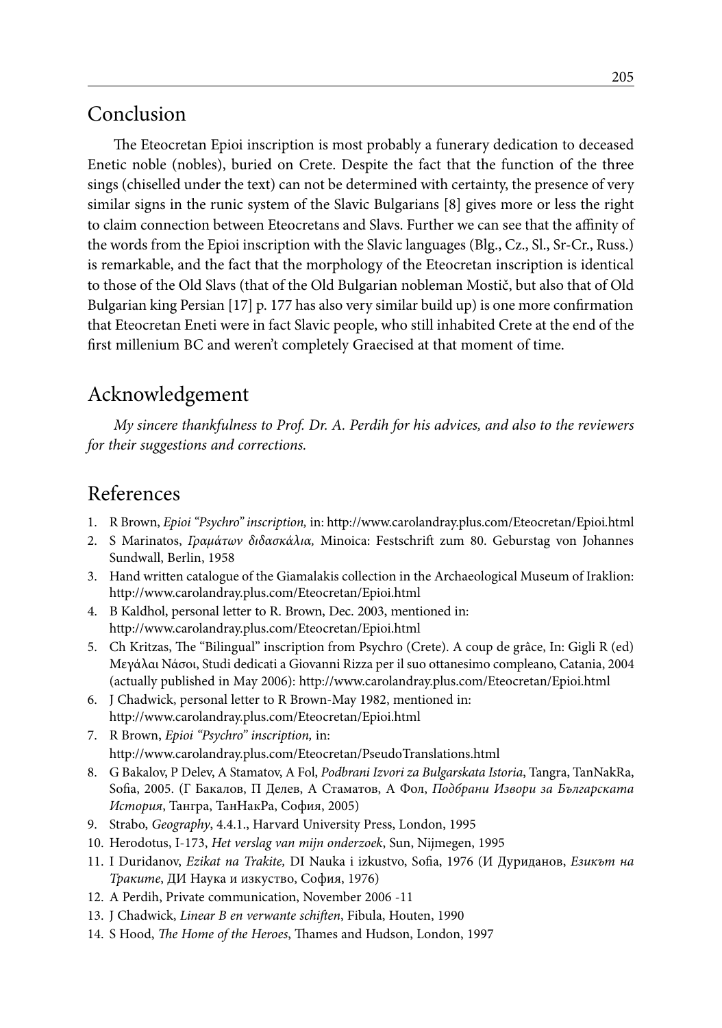## Conclusion

The Eteocretan Epioi inscription is most probably a funerary dedication to deceased Enetic noble (nobles), buried on Crete. Despite the fact that the function of the three sings (chiselled under the text) can not be determined with certainty, the presence of very similar signs in the runic system of the Slavic Bulgarians [8] gives more or less the right to claim connection between Eteocretans and Slavs. Further we can see that the affinity of the words from the Epioi inscription with the Slavic languages (Blg., Cz., Sl., Sr-Cr., Russ.) is remarkable, and the fact that the morphology of the Eteocretan inscription is identical to those of the Old Slavs (that of the Old Bulgarian nobleman Mostič, but also that of Old Bulgarian king Persian [17] p. 177 has also very similar build up) is one more confirmation that Eteocretan Eneti were in fact Slavic people, who still inhabited Crete at the end of the first millenium BC and weren't completely Graecised at that moment of time.

## Acknowledgement

*My sincere thankfulness to Prof. Dr. A. Perdih for his advices, and also to the reviewers for their suggestions and corrections.*

## References

1. R Brown, *Epioi "Psychro" inscription,* in: http://www.carolandray.plus.com/Eteocretan/Epioi.html
2. S Marinatos, *Γραμάτων διδασκάλια,* Minoica: Festschrift zum 80. Geburstag von Johannes Sundwall, Berlin, 1958
3. Hand written catalogue of the Giamalakis collection in the Archaeological Museum of Iraklion: http://www.carolandray.plus.com/Eteocretan/Epioi.html
4. B Kaldhol, personal letter to R. Brown, Dec. 2003, mentioned in: http://www.carolandray.plus.com/Eteocretan/Epioi.html
5. Ch Kritzas, The "Bilingual" inscription from Psychro (Crete). A coup de grâce, In: Gigli R (ed) Μεγάλαι Νάσοι, Studi dedicati a Giovanni Rizza per il suo ottanesimo compleano, Catania, 2004 (actually published in May 2006): http://www.carolandray.plus.com/Eteocretan/Epioi.html
6. J Chadwick, personal letter to R Brown-May 1982, mentioned in: http://www.carolandray.plus.com/Eteocretan/Epioi.html
7. R Brown, *Epioi "Psychro" inscription,* in: http://www.carolandray.plus.com/Eteocretan/PseudoTranslations.html
8. G Bakalov, P Delev, A Stamatov, A Fol, *Podbrani Izvori za Bulgarskata Istoria*, Tangra, TanNakRa, Sofia, 2005. (Г Бакалов, П Делев, А Стаматов, А Фол, *Подбрани Извори за Българската История*, Тангра, ТанНакРа, София, 2005)
9. Strabo, *Geography*, 4.4.1., Harvard University Press, London, 1995
10. Herodotus, I-173, *Het verslag van mijn onderzoek*, Sun, Nijmegen, 1995
11. I Duridanov, *Ezikat na Trakite,* DI Nauka i izkustvo, Sofia, 1976 (И Дуриданов, *Езикът на Траките*, ДИ Наука и изкуство, София, 1976)
12. A Perdih, Private communication, November 2006 -11
13. J Chadwick, *Linear B en verwante schiften*, Fibula, Houten, 1990
14. S Hood, *The Home of the Heroes*, Thames and Hudson, London, 1997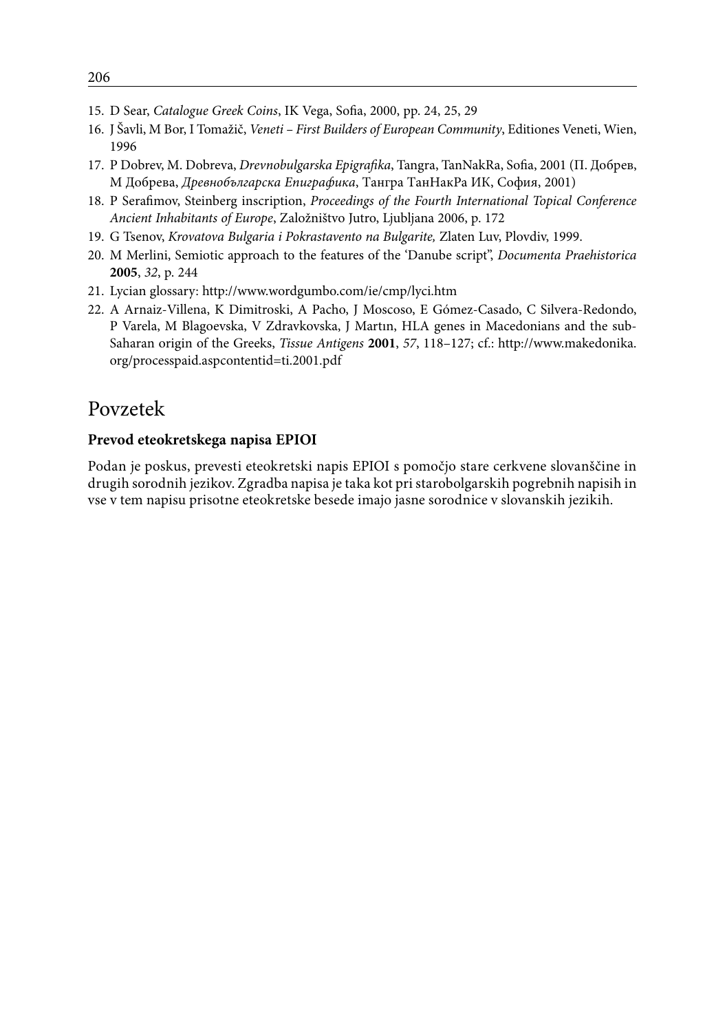15. D Sear, *Catalogue Greek Coins*, IK Vega, Sofia, 2000, pp. 24, 25, 29
16. J Šavli, M Bor, I Tomažič, *Veneti – First Builders of European Community*, Editiones Veneti, Wien, 1996
17. P Dobrev, M. Dobreva, *Drevnobulgarska Epigrafika*, Tangra, TanNakRa, Sofia, 2001 (П. Добрев, М Добрева, *Древнобългарска Епиграфика*, Тангра ТанНакРа ИК, София, 2001)
18. P Serafimov, Steinberg inscription, *Proceedings of the Fourth International Topical Conference Ancient Inhabitants of Europe*, Založništvo Jutro, Ljubljana 2006, p. 172
19. G Tsenov, *Krovatova Bulgaria i Pokrastavento na Bulgarite,* Zlaten Luv, Plovdiv, 1999.
20. M Merlini, Semiotic approach to the features of the 'Danube script', *Documenta Praehistorica* **2005**, *32*, p. 244
21. Lycian glossary: http://www.wordgumbo.com/ie/cmp/lyci.htm
22. A Arnaiz-Villena, K Dimitroski, A Pacho, J Moscoso, E Gómez-Casado, C Silvera-Redondo, P Varela, M Blagoevska, V Zdravkovska, J Martın, HLA genes in Macedonians and the sub-Saharan origin of the Greeks, *Tissue Antigens* **2001**, *57*, 118–127; cf.: http://www.makedonika.org/processpaid.aspcontentid=ti.2001.pdf

# Povzetek

**Prevod eteokretskega napisa EPIOI**

Podan je poskus, prevesti eteokretski napis EPIOI s pomočjo stare cerkvene slovanščine in drugih sorodnih jezikov. Zgradba napisa je taka kot pri starobolgarskih pogrebnih napisih in vse v tem napisu prisotne eteokretske besede imajo jasne sorodnice v slovanskih jezikih.